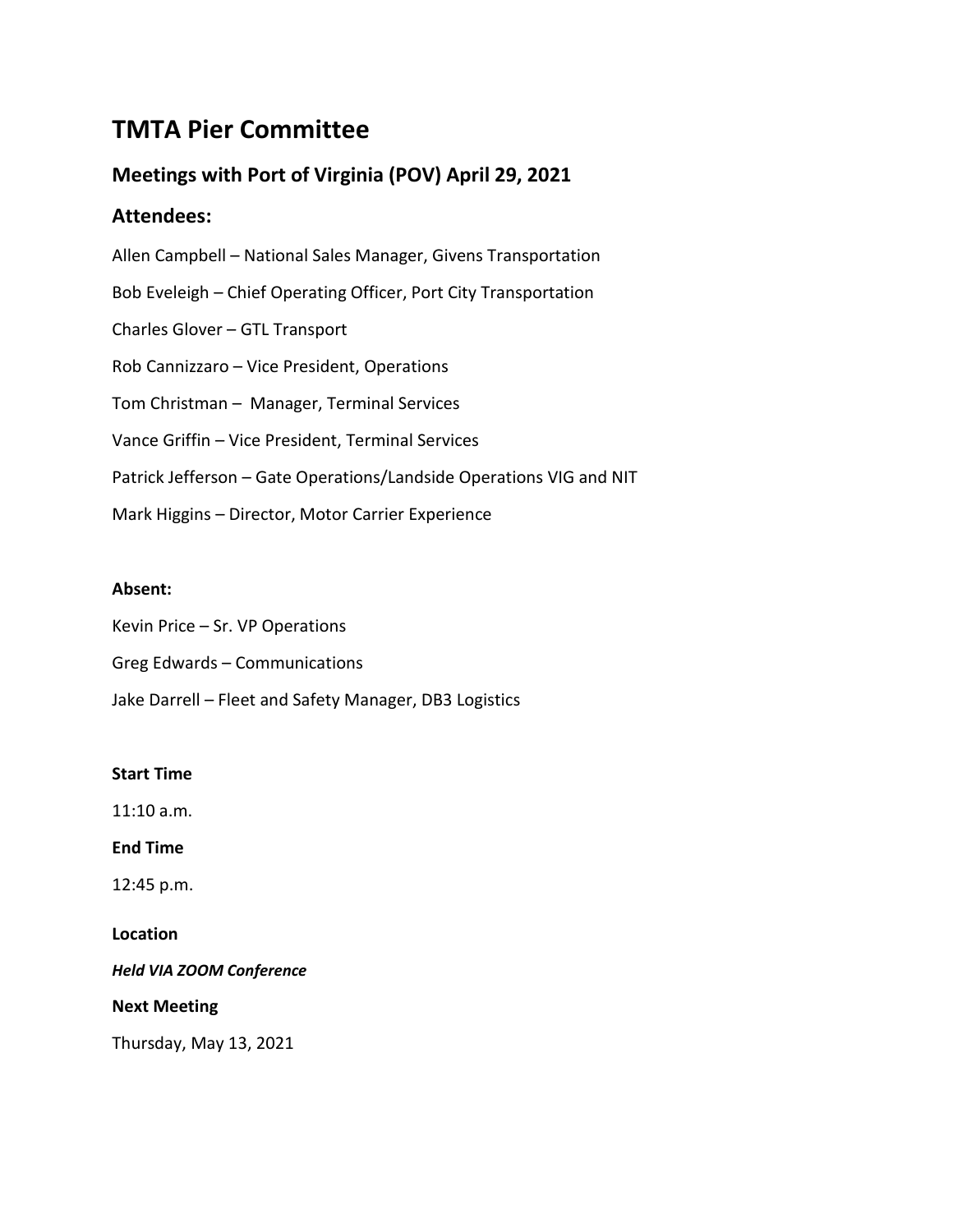# TMTA Pier Committee

## Meetings with Port of Virginia (POV) April 29, 2021

## Attendees:

Allen Campbell – National Sales Manager, Givens Transportation

Bob Eveleigh – Chief Operating Officer, Port City Transportation

Charles Glover – GTL Transport

Rob Cannizzaro – Vice President, Operations

Tom Christman – Manager, Terminal Services

Vance Griffin – Vice President, Terminal Services

Patrick Jefferson – Gate Operations/Landside Operations VIG and NIT

Mark Higgins – Director, Motor Carrier Experience

**Absent:**

Kevin Price – Sr. VP Operations

Greg Edwards – Communications

Jake Darrell – Fleet and Safety Manager, DB3 Logistics

**Start Time**

11:10 a.m.

**End Time**

12:45 p.m.

**Location**

***Held VIA ZOOM Conference***

**Next Meeting**

Thursday, May 13, 2021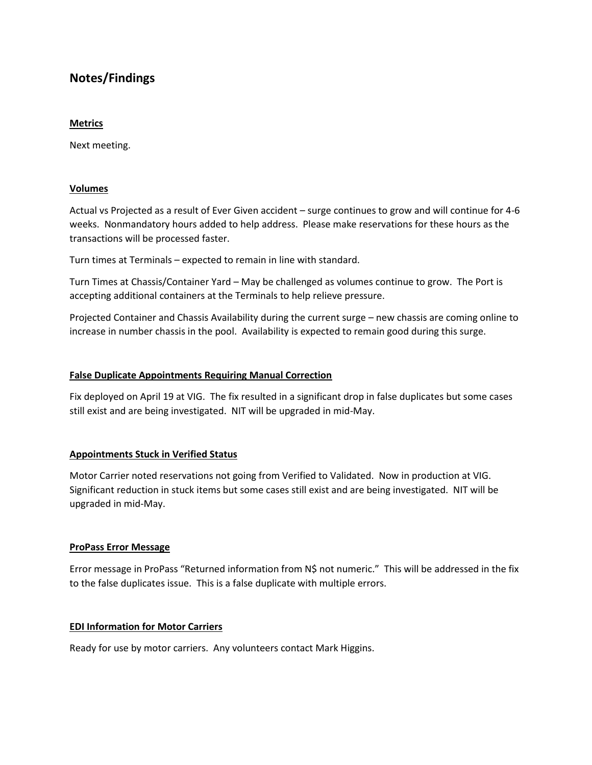## Notes/Findings

### Metrics

Next meeting.

### Volumes

Actual vs Projected as a result of Ever Given accident – surge continues to grow and will continue for 4-6 weeks. Nonmandatory hours added to help address. Please make reservations for these hours as the transactions will be processed faster.

Turn times at Terminals – expected to remain in line with standard.

Turn Times at Chassis/Container Yard – May be challenged as volumes continue to grow. The Port is accepting additional containers at the Terminals to help relieve pressure.

Projected Container and Chassis Availability during the current surge – new chassis are coming online to increase in number chassis in the pool. Availability is expected to remain good during this surge.

### False Duplicate Appointments Requiring Manual Correction

Fix deployed on April 19 at VIG. The fix resulted in a significant drop in false duplicates but some cases still exist and are being investigated. NIT will be upgraded in mid-May.

### Appointments Stuck in Verified Status

Motor Carrier noted reservations not going from Verified to Validated. Now in production at VIG. Significant reduction in stuck items but some cases still exist and are being investigated. NIT will be upgraded in mid-May.

### ProPass Error Message

Error message in ProPass "Returned information from N$ not numeric." This will be addressed in the fix to the false duplicates issue. This is a false duplicate with multiple errors.

### EDI Information for Motor Carriers

Ready for use by motor carriers. Any volunteers contact Mark Higgins.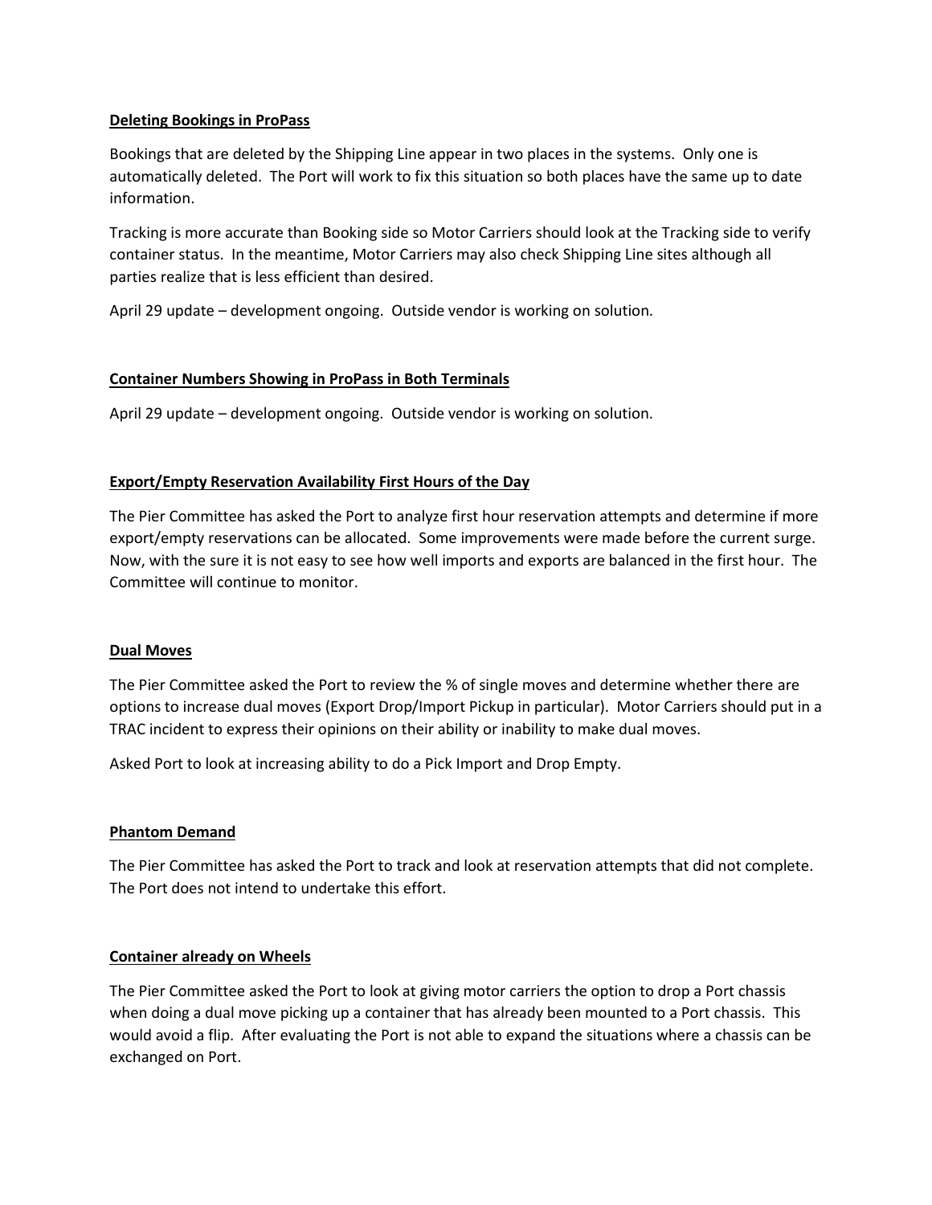**Deleting Bookings in ProPass**

Bookings that are deleted by the Shipping Line appear in two places in the systems. Only one is automatically deleted. The Port will work to fix this situation so both places have the same up to date information.

Tracking is more accurate than Booking side so Motor Carriers should look at the Tracking side to verify container status. In the meantime, Motor Carriers may also check Shipping Line sites although all parties realize that is less efficient than desired.

April 29 update – development ongoing. Outside vendor is working on solution.

**Container Numbers Showing in ProPass in Both Terminals**

April 29 update – development ongoing. Outside vendor is working on solution.

**Export/Empty Reservation Availability First Hours of the Day**

The Pier Committee has asked the Port to analyze first hour reservation attempts and determine if more export/empty reservations can be allocated. Some improvements were made before the current surge. Now, with the sure it is not easy to see how well imports and exports are balanced in the first hour. The Committee will continue to monitor.

**Dual Moves**

The Pier Committee asked the Port to review the % of single moves and determine whether there are options to increase dual moves (Export Drop/Import Pickup in particular). Motor Carriers should put in a TRAC incident to express their opinions on their ability or inability to make dual moves.

Asked Port to look at increasing ability to do a Pick Import and Drop Empty.

**Phantom Demand**

The Pier Committee has asked the Port to track and look at reservation attempts that did not complete. The Port does not intend to undertake this effort.

**Container already on Wheels**

The Pier Committee asked the Port to look at giving motor carriers the option to drop a Port chassis when doing a dual move picking up a container that has already been mounted to a Port chassis. This would avoid a flip. After evaluating the Port is not able to expand the situations where a chassis can be exchanged on Port.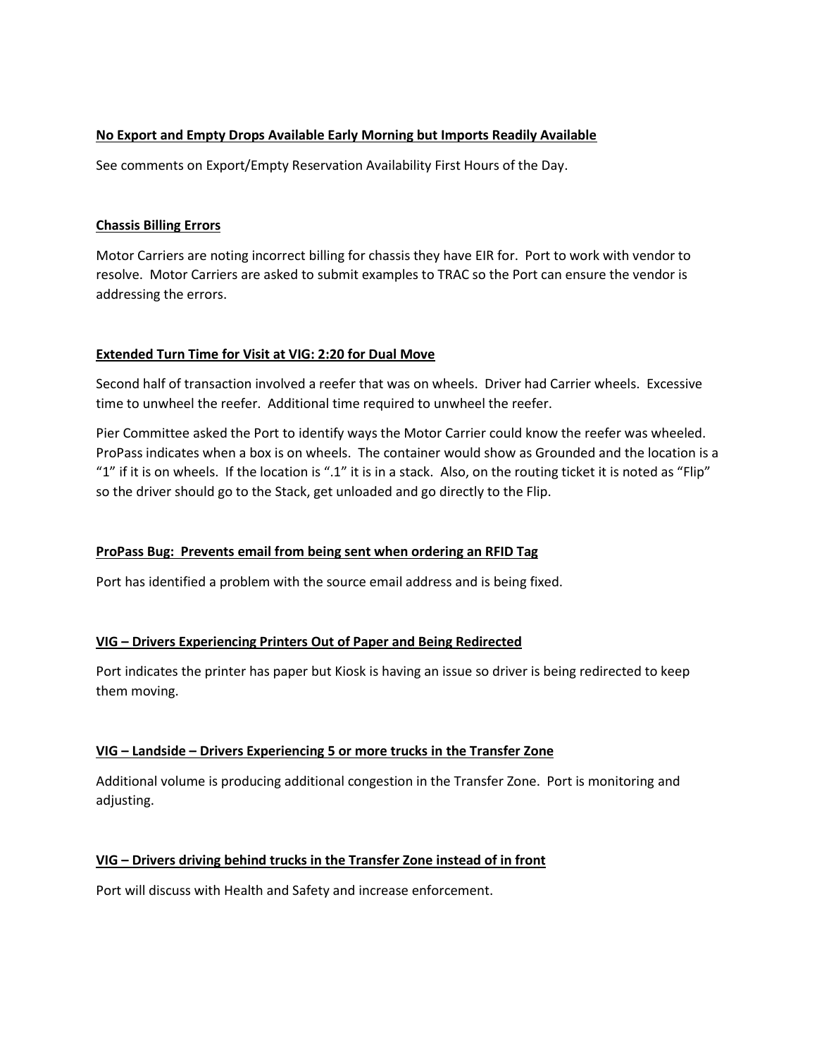**No Export and Empty Drops Available Early Morning but Imports Readily Available**

See comments on Export/Empty Reservation Availability First Hours of the Day.

**Chassis Billing Errors**

Motor Carriers are noting incorrect billing for chassis they have EIR for. Port to work with vendor to resolve. Motor Carriers are asked to submit examples to TRAC so the Port can ensure the vendor is addressing the errors.

**Extended Turn Time for Visit at VIG: 2:20 for Dual Move**

Second half of transaction involved a reefer that was on wheels. Driver had Carrier wheels. Excessive time to unwheel the reefer. Additional time required to unwheel the reefer.

Pier Committee asked the Port to identify ways the Motor Carrier could know the reefer was wheeled. ProPass indicates when a box is on wheels. The container would show as Grounded and the location is a "1" if it is on wheels. If the location is ".1" it is in a stack. Also, on the routing ticket it is noted as "Flip" so the driver should go to the Stack, get unloaded and go directly to the Flip.

**ProPass Bug: Prevents email from being sent when ordering an RFID Tag**

Port has identified a problem with the source email address and is being fixed.

**VIG – Drivers Experiencing Printers Out of Paper and Being Redirected**

Port indicates the printer has paper but Kiosk is having an issue so driver is being redirected to keep them moving.

**VIG – Landside – Drivers Experiencing 5 or more trucks in the Transfer Zone**

Additional volume is producing additional congestion in the Transfer Zone. Port is monitoring and adjusting.

**VIG – Drivers driving behind trucks in the Transfer Zone instead of in front**

Port will discuss with Health and Safety and increase enforcement.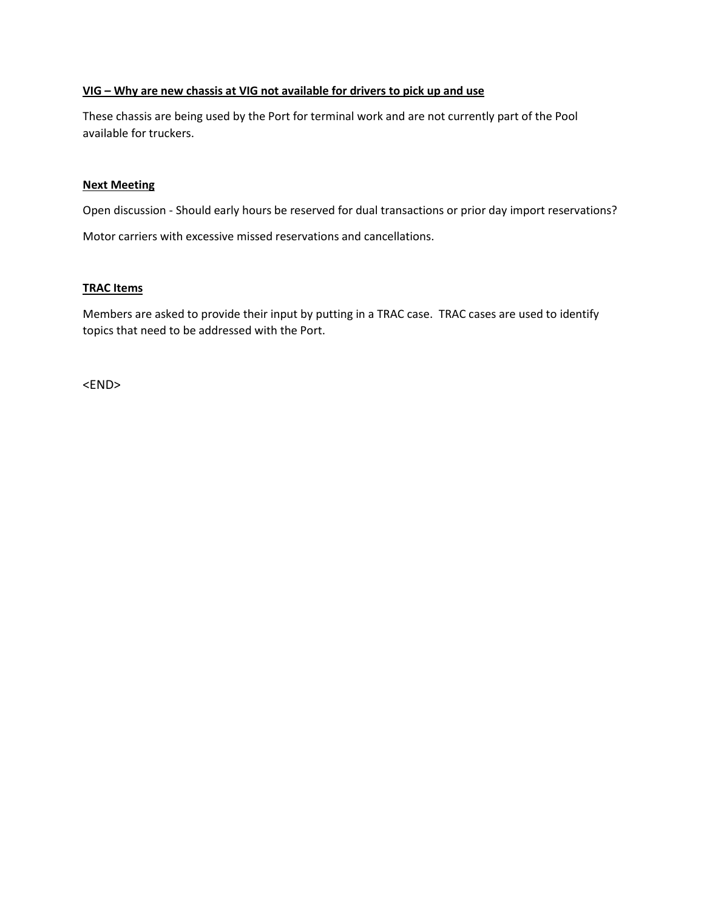**<u>VIG – Why are new chassis at VIG not available for drivers to pick up and use</u>**

These chassis are being used by the Port for terminal work and are not currently part of the Pool available for truckers.

**<u>Next Meeting</u>**

Open discussion - Should early hours be reserved for dual transactions or prior day import reservations?

Motor carriers with excessive missed reservations and cancellations.

**<u>TRAC Items</u>**

Members are asked to provide their input by putting in a TRAC case. TRAC cases are used to identify topics that need to be addressed with the Port.

<END>